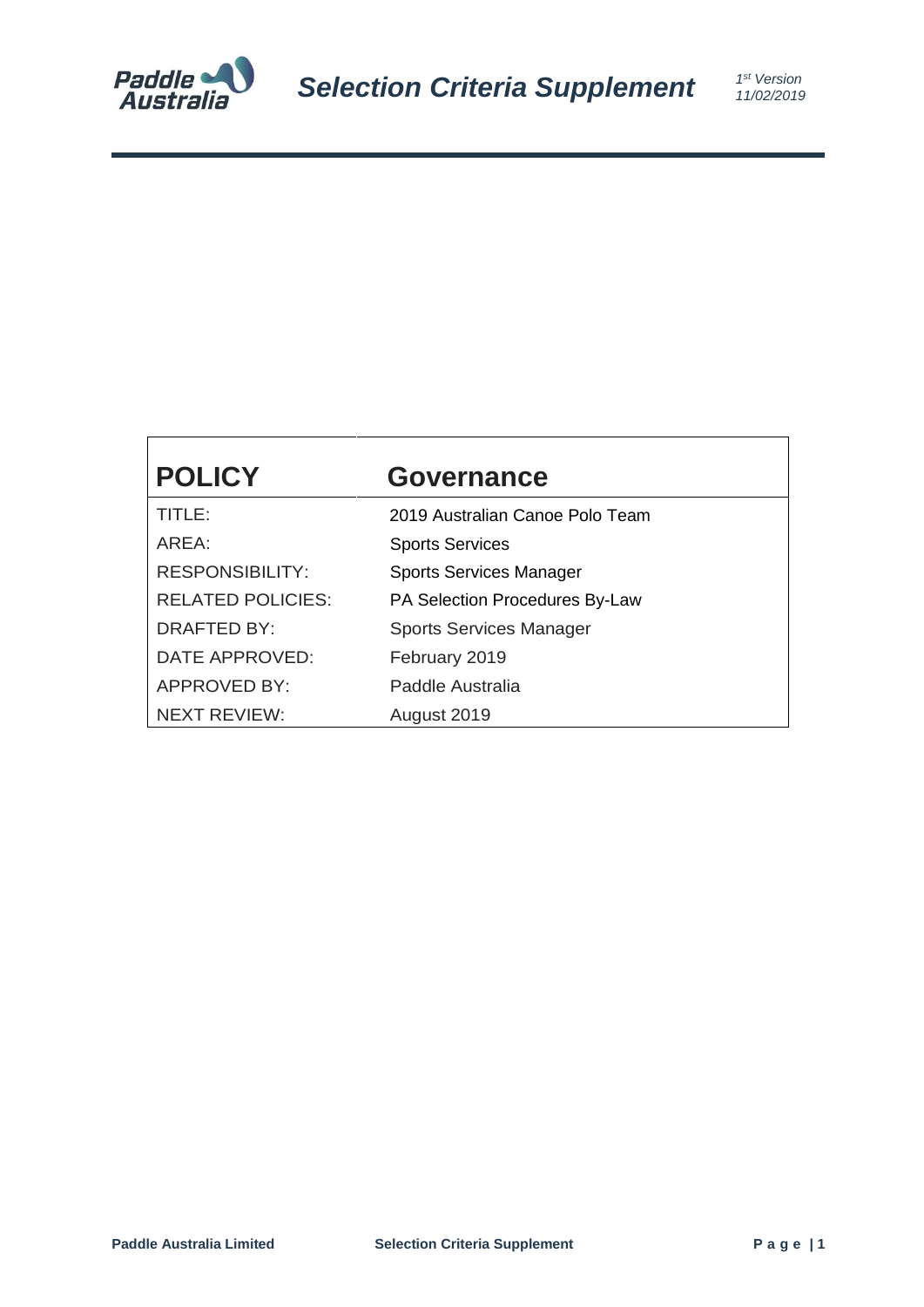# Selection Criteria Supplement

*1st Version*
*11/02/2019*

| POLICY | Governance |
|---|---|
| TITLE: | 2019 Australian Canoe Polo Team |
| AREA: | Sports Services |
| RESPONSIBILITY: | Sports Services Manager |
| RELATED POLICIES: | PA Selection Procedures By-Law |
| DRAFTED BY: | Sports Services Manager |
| DATE APPROVED: | February 2019 |
| APPROVED BY: | Paddle Australia |
| NEXT REVIEW: | August 2019 |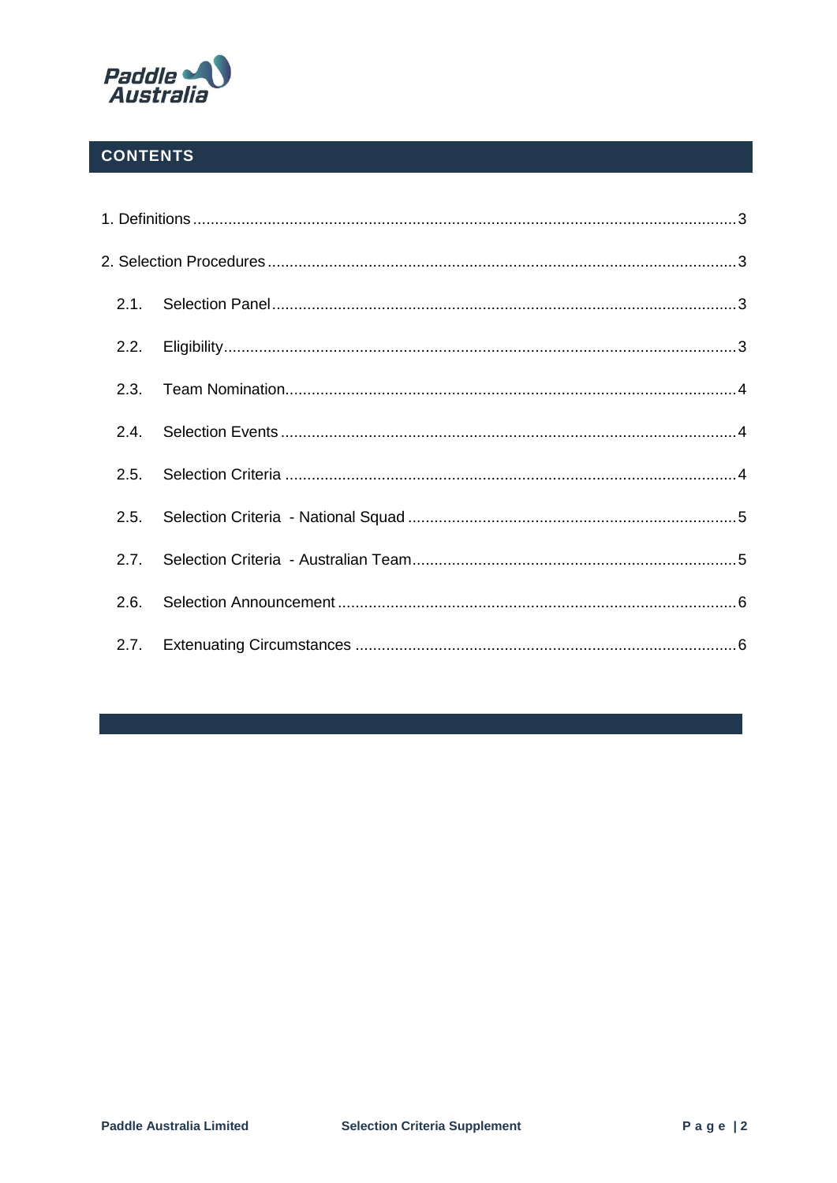## CONTENTS

1. Definitions ........................................................................................................................ 3

2. Selection Procedures ........................................................................................................ 3

   2.1. Selection Panel ........................................................................................................ 3

   2.2. Eligibility .................................................................................................................. 3

   2.3. Team Nomination..................................................................................................... 4

   2.4. Selection Events ...................................................................................................... 4

   2.5. Selection Criteria ..................................................................................................... 4

   2.5. Selection Criteria - National Squad .......................................................................... 5

   2.7. Selection Criteria - Australian Team.......................................................................... 5

   2.6. Selection Announcement .......................................................................................... 6

   2.7. Extenuating Circumstances ...................................................................................... 6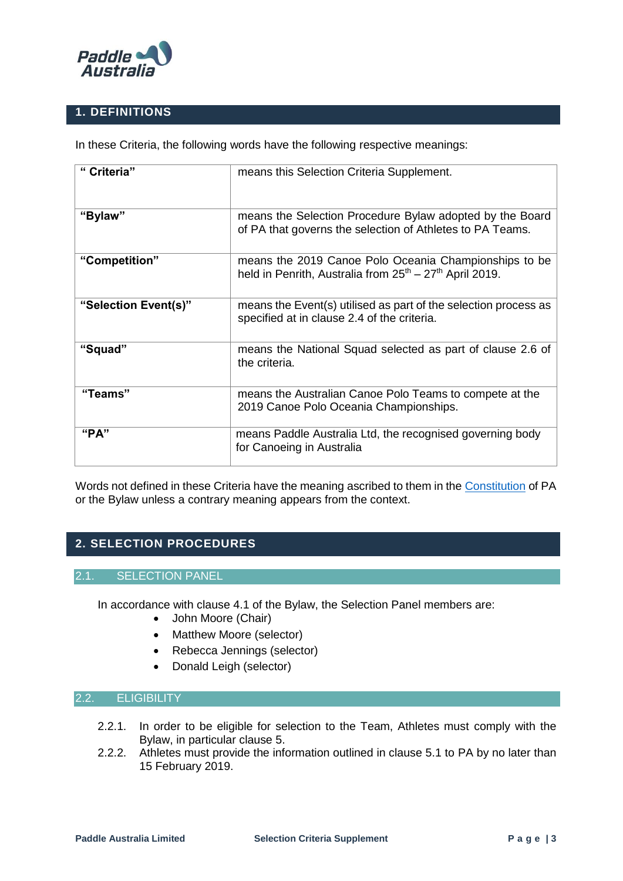## 1. DEFINITIONS

In these Criteria, the following words have the following respective meanings:

| | |
|---|---|
| **" Criteria"** | means this Selection Criteria Supplement. |
| **"Bylaw"** | means the Selection Procedure Bylaw adopted by the Board of PA that governs the selection of Athletes to PA Teams. |
| **"Competition"** | means the 2019 Canoe Polo Oceania Championships to be held in Penrith, Australia from 25th – 27th April 2019. |
| **"Selection Event(s)"** | means the Event(s) utilised as part of the selection process as specified at in clause 2.4 of the criteria. |
| **"Squad"** | means the National Squad selected as part of clause 2.6 of the criteria. |
| **"Teams"** | means the Australian Canoe Polo Teams to compete at the 2019 Canoe Polo Oceania Championships. |
| **"PA"** | means Paddle Australia Ltd, the recognised governing body for Canoeing in Australia |

Words not defined in these Criteria have the meaning ascribed to them in the Constitution of PA or the Bylaw unless a contrary meaning appears from the context.

## 2. SELECTION PROCEDURES

### 2.1. SELECTION PANEL

In accordance with clause 4.1 of the Bylaw, the Selection Panel members are:

- John Moore (Chair)
- Matthew Moore (selector)
- Rebecca Jennings (selector)
- Donald Leigh (selector)

### 2.2. ELIGIBILITY

2.2.1. In order to be eligible for selection to the Team, Athletes must comply with the Bylaw, in particular clause 5.

2.2.2. Athletes must provide the information outlined in clause 5.1 to PA by no later than 15 February 2019.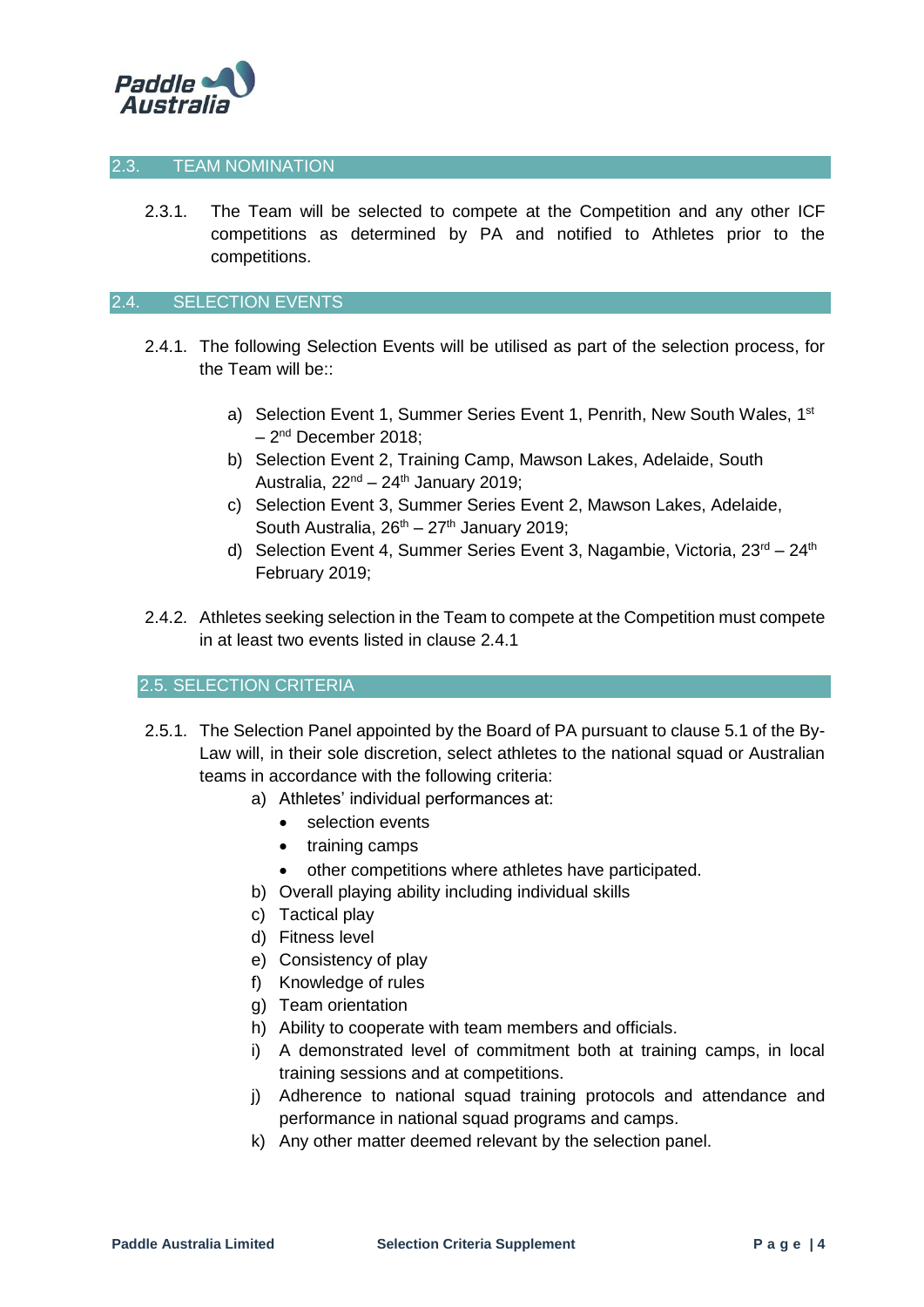## 2.3. TEAM NOMINATION

2.3.1. The Team will be selected to compete at the Competition and any other ICF competitions as determined by PA and notified to Athletes prior to the competitions.

## 2.4. SELECTION EVENTS

2.4.1. The following Selection Events will be utilised as part of the selection process, for the Team will be::

a) Selection Event 1, Summer Series Event 1, Penrith, New South Wales, 1st – 2nd December 2018;
b) Selection Event 2, Training Camp, Mawson Lakes, Adelaide, South Australia, 22nd – 24th January 2019;
c) Selection Event 3, Summer Series Event 2, Mawson Lakes, Adelaide, South Australia, 26th – 27th January 2019;
d) Selection Event 4, Summer Series Event 3, Nagambie, Victoria, 23rd – 24th February 2019;

2.4.2. Athletes seeking selection in the Team to compete at the Competition must compete in at least two events listed in clause 2.4.1

## 2.5. SELECTION CRITERIA

2.5.1. The Selection Panel appointed by the Board of PA pursuant to clause 5.1 of the By-Law will, in their sole discretion, select athletes to the national squad or Australian teams in accordance with the following criteria:

a) Athletes' individual performances at:
   - selection events
   - training camps
   - other competitions where athletes have participated.
b) Overall playing ability including individual skills
c) Tactical play
d) Fitness level
e) Consistency of play
f) Knowledge of rules
g) Team orientation
h) Ability to cooperate with team members and officials.
i) A demonstrated level of commitment both at training camps, in local training sessions and at competitions.
j) Adherence to national squad training protocols and attendance and performance in national squad programs and camps.
k) Any other matter deemed relevant by the selection panel.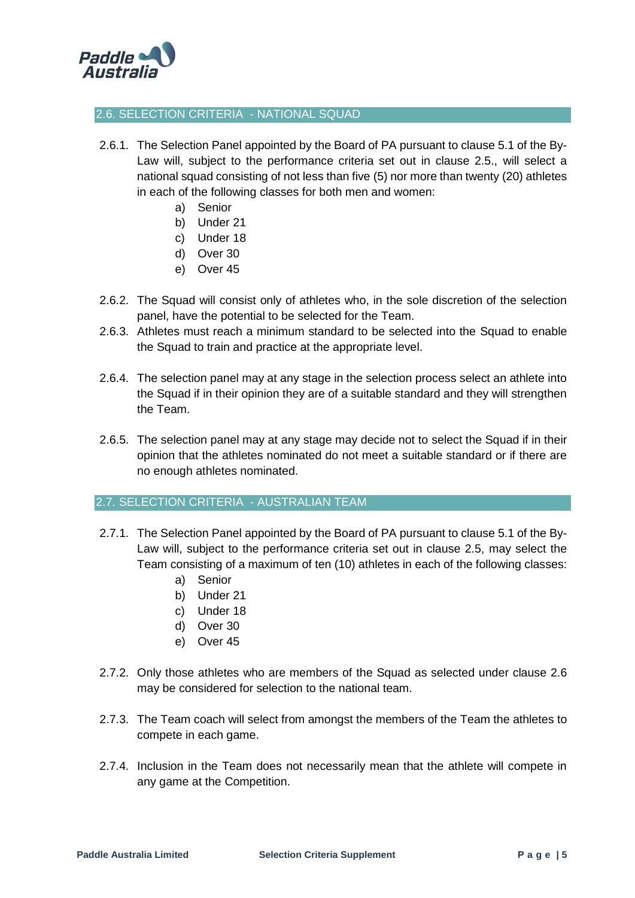## 2.6. SELECTION CRITERIA - NATIONAL SQUAD

2.6.1. The Selection Panel appointed by the Board of PA pursuant to clause 5.1 of the By-Law will, subject to the performance criteria set out in clause 2.5., will select a national squad consisting of not less than five (5) nor more than twenty (20) athletes in each of the following classes for both men and women:

   a) Senior
   b) Under 21
   c) Under 18
   d) Over 30
   e) Over 45

2.6.2. The Squad will consist only of athletes who, in the sole discretion of the selection panel, have the potential to be selected for the Team.

2.6.3. Athletes must reach a minimum standard to be selected into the Squad to enable the Squad to train and practice at the appropriate level.

2.6.4. The selection panel may at any stage in the selection process select an athlete into the Squad if in their opinion they are of a suitable standard and they will strengthen the Team.

2.6.5. The selection panel may at any stage may decide not to select the Squad if in their opinion that the athletes nominated do not meet a suitable standard or if there are no enough athletes nominated.

## 2.7. SELECTION CRITERIA - AUSTRALIAN TEAM

2.7.1. The Selection Panel appointed by the Board of PA pursuant to clause 5.1 of the By-Law will, subject to the performance criteria set out in clause 2.5, may select the Team consisting of a maximum of ten (10) athletes in each of the following classes:

   a) Senior
   b) Under 21
   c) Under 18
   d) Over 30
   e) Over 45

2.7.2. Only those athletes who are members of the Squad as selected under clause 2.6 may be considered for selection to the national team.

2.7.3. The Team coach will select from amongst the members of the Team the athletes to compete in each game.

2.7.4. Inclusion in the Team does not necessarily mean that the athlete will compete in any game at the Competition.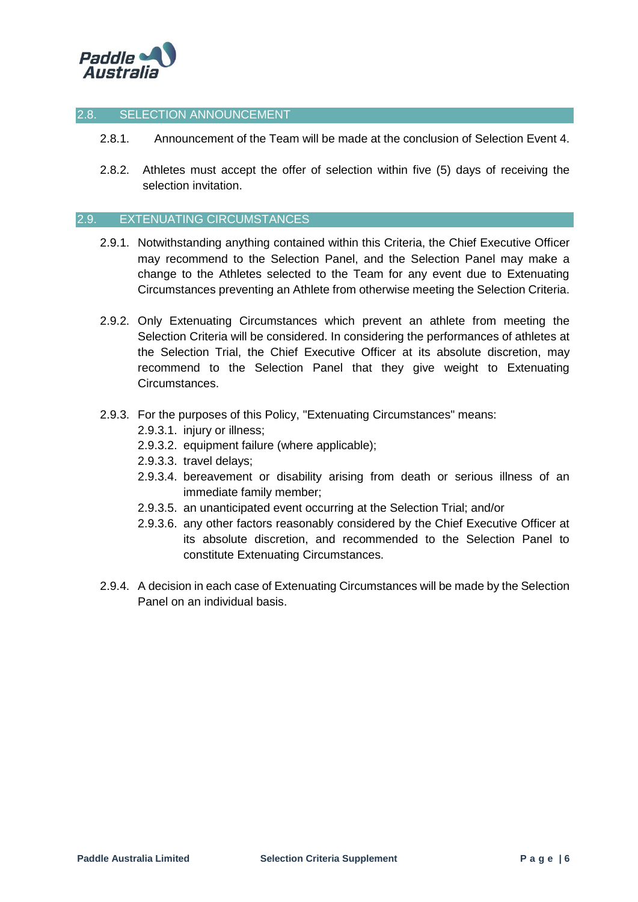## 2.8. SELECTION ANNOUNCEMENT

2.8.1. Announcement of the Team will be made at the conclusion of Selection Event 4.

2.8.2. Athletes must accept the offer of selection within five (5) days of receiving the selection invitation.

## 2.9. EXTENUATING CIRCUMSTANCES

2.9.1. Notwithstanding anything contained within this Criteria, the Chief Executive Officer may recommend to the Selection Panel, and the Selection Panel may make a change to the Athletes selected to the Team for any event due to Extenuating Circumstances preventing an Athlete from otherwise meeting the Selection Criteria.

2.9.2. Only Extenuating Circumstances which prevent an athlete from meeting the Selection Criteria will be considered. In considering the performances of athletes at the Selection Trial, the Chief Executive Officer at its absolute discretion, may recommend to the Selection Panel that they give weight to Extenuating Circumstances.

2.9.3. For the purposes of this Policy, "Extenuating Circumstances" means:

2.9.3.1. injury or illness;
2.9.3.2. equipment failure (where applicable);
2.9.3.3. travel delays;
2.9.3.4. bereavement or disability arising from death or serious illness of an immediate family member;
2.9.3.5. an unanticipated event occurring at the Selection Trial; and/or
2.9.3.6. any other factors reasonably considered by the Chief Executive Officer at its absolute discretion, and recommended to the Selection Panel to constitute Extenuating Circumstances.

2.9.4. A decision in each case of Extenuating Circumstances will be made by the Selection Panel on an individual basis.